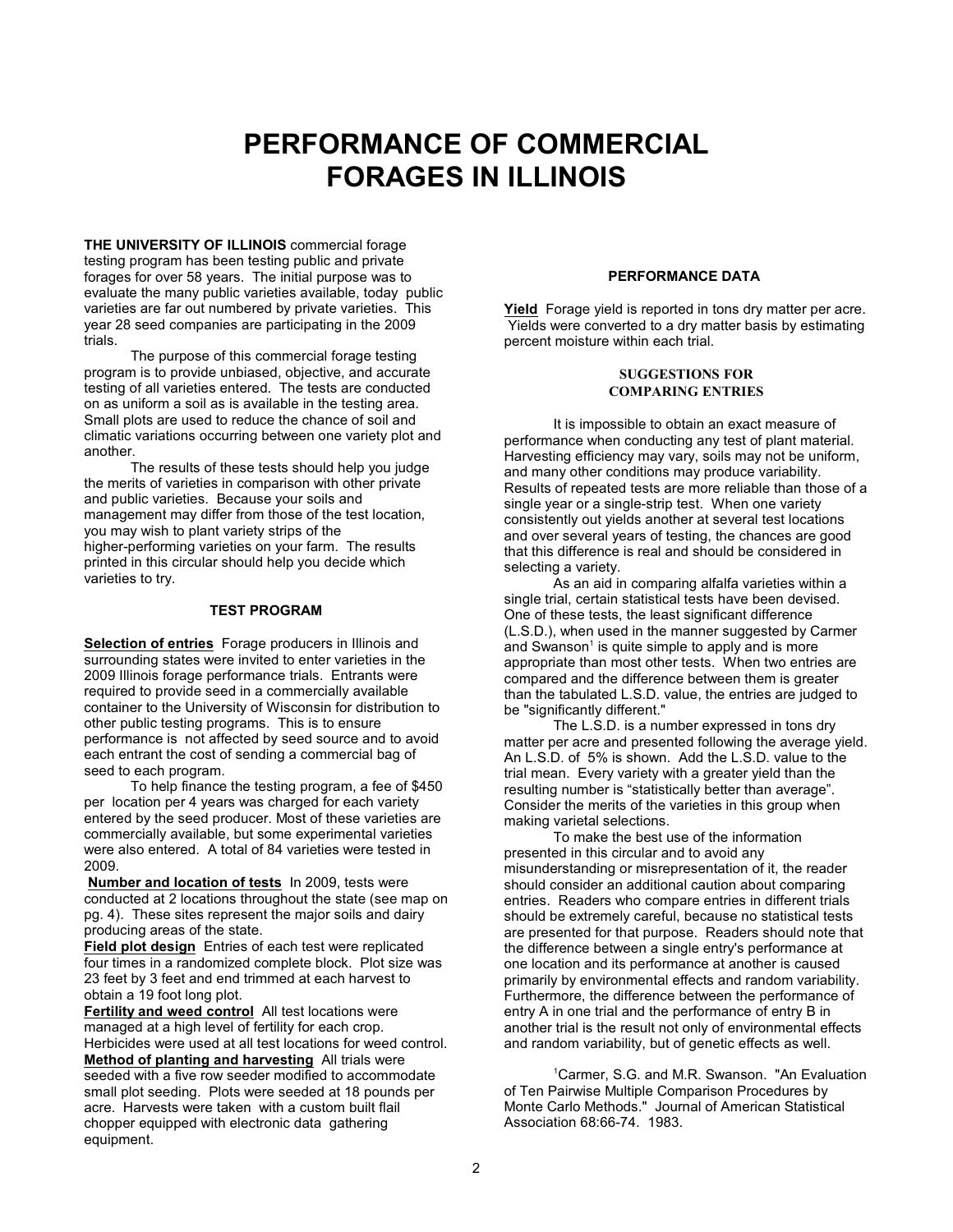# PERFORMANCE OF COMMERCIAL FORAGES IN ILLINOIS

**THE UNIVERSITY OF ILLINOIS** commercial forage testing program has been testing public and private forages for over 58 years. The initial purpose was to evaluate the many public varieties available, today public varieties are far out numbered by private varieties. This year 28 seed companies are participating in the 2009 trials.

The purpose of this commercial forage testing program is to provide unbiased, objective, and accurate testing of all varieties entered. The tests are conducted on as uniform a soil as is available in the testing area. Small plots are used to reduce the chance of soil and climatic variations occurring between one variety plot and another.

The results of these tests should help you judge the merits of varieties in comparison with other private and public varieties. Because your soils and management may differ from those of the test location, you may wish to plant variety strips of the higher-performing varieties on your farm. The results printed in this circular should help you decide which varieties to try.

## TEST PROGRAM

**Selection of entries** Forage producers in Illinois and surrounding states were invited to enter varieties in the 2009 Illinois forage performance trials. Entrants were required to provide seed in a commercially available container to the University of Wisconsin for distribution to other public testing programs. This is to ensure performance is not affected by seed source and to avoid each entrant the cost of sending a commercial bag of seed to each program.

To help finance the testing program, a fee of $450 per location per 4 years was charged for each variety entered by the seed producer. Most of these varieties are commercially available, but some experimental varieties were also entered. A total of 84 varieties were tested in 2009.

**Number and location of tests** In 2009, tests were conducted at 2 locations throughout the state (see map on pg. 4). These sites represent the major soils and dairy producing areas of the state.

**Field plot design** Entries of each test were replicated four times in a randomized complete block. Plot size was 23 feet by 3 feet and end trimmed at each harvest to obtain a 19 foot long plot.

**Fertility and weed control** All test locations were managed at a high level of fertility for each crop. Herbicides were used at all test locations for weed control.

**Method of planting and harvesting** All trials were seeded with a five row seeder modified to accommodate small plot seeding. Plots were seeded at 18 pounds per acre. Harvests were taken with a custom built flail chopper equipped with electronic data gathering equipment.

## PERFORMANCE DATA

**Yield** Forage yield is reported in tons dry matter per acre. Yields were converted to a dry matter basis by estimating percent moisture within each trial.

## SUGGESTIONS FOR COMPARING ENTRIES

It is impossible to obtain an exact measure of performance when conducting any test of plant material. Harvesting efficiency may vary, soils may not be uniform, and many other conditions may produce variability. Results of repeated tests are more reliable than those of a single year or a single-strip test. When one variety consistently out yields another at several test locations and over several years of testing, the chances are good that this difference is real and should be considered in selecting a variety.

As an aid in comparing alfalfa varieties within a single trial, certain statistical tests have been devised. One of these tests, the least significant difference (L.S.D.), when used in the manner suggested by Carmer and Swanson[1] is quite simple to apply and is more appropriate than most other tests. When two entries are compared and the difference between them is greater than the tabulated L.S.D. value, the entries are judged to be "significantly different."

The L.S.D. is a number expressed in tons dry matter per acre and presented following the average yield. An L.S.D. of 5% is shown. Add the L.S.D. value to the trial mean. Every variety with a greater yield than the resulting number is "statistically better than average". Consider the merits of the varieties in this group when making varietal selections.

To make the best use of the information presented in this circular and to avoid any misunderstanding or misrepresentation of it, the reader should consider an additional caution about comparing entries. Readers who compare entries in different trials should be extremely careful, because no statistical tests are presented for that purpose. Readers should note that the difference between a single entry's performance at one location and its performance at another is caused primarily by environmental effects and random variability. Furthermore, the difference between the performance of entry A in one trial and the performance of entry B in another trial is the result not only of environmental effects and random variability, but of genetic effects as well.

[1]Carmer, S.G. and M.R. Swanson. "An Evaluation of Ten Pairwise Multiple Comparison Procedures by Monte Carlo Methods." Journal of American Statistical Association 68:66-74. 1983.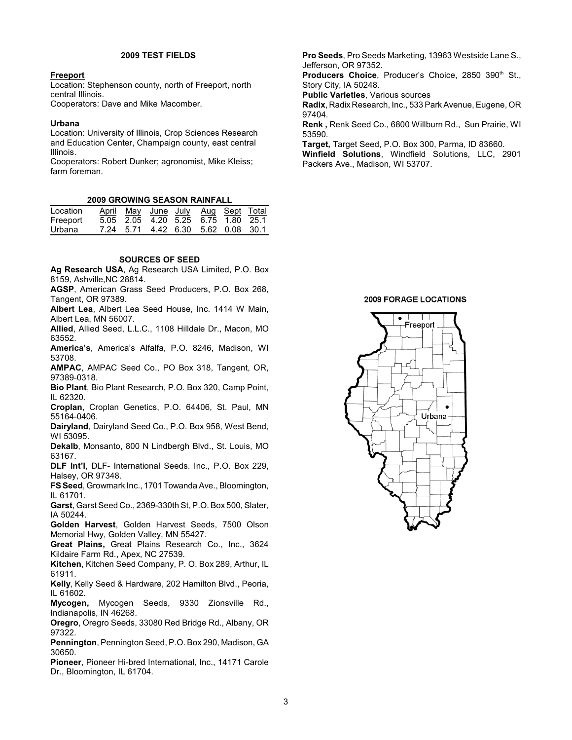## 2009 TEST FIELDS

**Freeport**

Location: Stephenson county, north of Freeport, north central Illinois.

Cooperators: Dave and Mike Macomber.

**Urbana**

Location: University of Illinois, Crop Sciences Research and Education Center, Champaign county, east central Illinois.

Cooperators: Robert Dunker; agronomist, Mike Kleiss; farm foreman.

## 2009 GROWING SEASON RAINFALL

| Location | April | May | June | July | Aug | Sept | Total |
|---|---|---|---|---|---|---|---|
| Freeport | 5.05 | 2.05 | 4.20 | 5.25 | 6.75 | 1.80 | 25.1 |
| Urbana | 7.24 | 5.71 | 4.42 | 6.30 | 5.62 | 0.08 | 30.1 |

## SOURCES OF SEED

**Ag Research USA**, Ag Research USA Limited, P.O. Box 8159, Ashville,NC 28814.

**AGSP**, American Grass Seed Producers, P.O. Box 268, Tangent, OR 97389.

**Albert Lea**, Albert Lea Seed House, Inc. 1414 W Main, Albert Lea, MN 56007.

**Allied**, Allied Seed, L.L.C., 1108 Hilldale Dr., Macon, MO 63552.

**America's**, America's Alfalfa, P.O. 8246, Madison, WI 53708.

**AMPAC**, AMPAC Seed Co., PO Box 318, Tangent, OR, 97389-0318.

**Bio Plant**, Bio Plant Research, P.O. Box 320, Camp Point, IL 62320.

**Croplan**, Croplan Genetics, P.O. 64406, St. Paul, MN 55164-0406.

**Dairyland**, Dairyland Seed Co., P.O. Box 958, West Bend, WI 53095.

**Dekalb**, Monsanto, 800 N Lindbergh Blvd., St. Louis, MO 63167.

**DLF Int'l**, DLF- International Seeds. Inc., P.O. Box 229, Halsey, OR 97348.

**FS Seed**, Growmark Inc., 1701 Towanda Ave., Bloomington, IL 61701.

**Garst**, Garst Seed Co., 2369-330th St, P.O. Box 500, Slater, IA 50244.

**Golden Harvest**, Golden Harvest Seeds, 7500 Olson Memorial Hwy, Golden Valley, MN 55427.

**Great Plains,** Great Plains Research Co., Inc., 3624 Kildaire Farm Rd., Apex, NC 27539.

**Kitchen**, Kitchen Seed Company, P. O. Box 289, Arthur, IL 61911.

**Kelly**, Kelly Seed & Hardware, 202 Hamilton Blvd., Peoria, IL 61602.

**Mycogen,** Mycogen Seeds, 9330 Zionsville Rd., Indianapolis, IN 46268.

**Oregro**, Oregro Seeds, 33080 Red Bridge Rd., Albany, OR 97322.

**Pennington**, Pennington Seed, P.O. Box 290, Madison, GA 30650.

**Pioneer**, Pioneer Hi-bred International, Inc., 14171 Carole Dr., Bloomington, IL 61704.

**Pro Seeds**, Pro Seeds Marketing, 13963 Westside Lane S., Jefferson, OR 97352.

**Producers Choice**, Producer's Choice, 2850 390th St., Story City, IA 50248.

**Public Varieties**, Various sources

**Radix**, Radix Research, Inc., 533 Park Avenue, Eugene, OR 97404.

**Renk ,** Renk Seed Co., 6800 Willburn Rd., Sun Prairie, WI 53590.

**Target,** Target Seed, P.O. Box 300, Parma, ID 83660.

**Winfield Solutions**, Windfield Solutions, LLC, 2901 Packers Ave., Madison, WI 53707.

## 2009 FORAGE LOCATIONS

Freeport

Urbana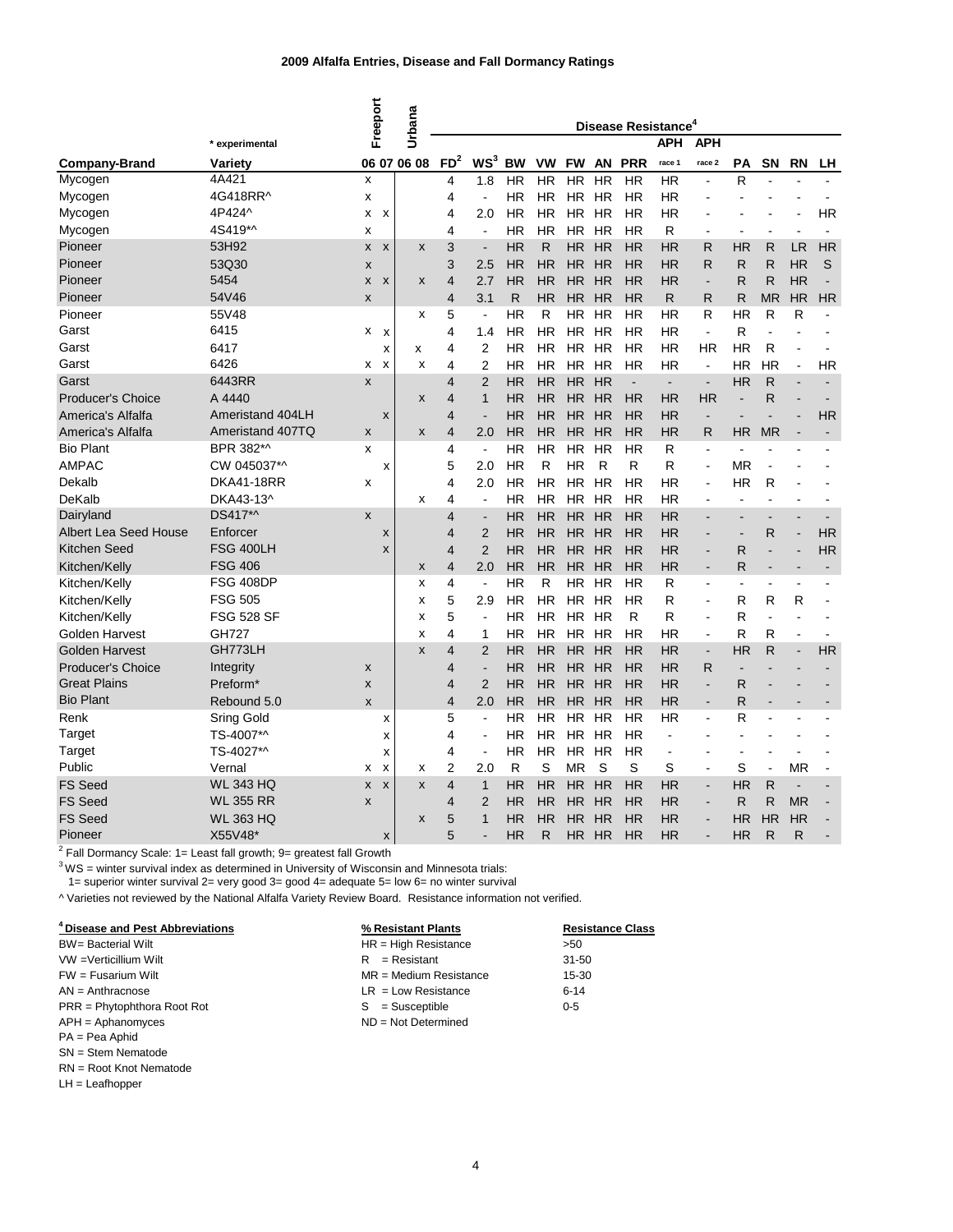#### 2009 Alfalfa Entries, Disease and Fall Dormancy Ratings

| Company-Brand | Variety (* experimental) | Freeport 06 | Freeport 07 | Urbana 06 | Urbana 08 | FD[2] | WS[3] | Disease Resistance[4] BW | VW | FW | AN | PRR | APH race 1 | APH race 2 | PA | SN | RN | LH |
|---|---|---|---|---|---|---|---|---|---|---|---|---|---|---|---|---|---|---|
| Mycogen | 4A421 | x | | | | 4 | 1.8 | HR | HR | HR | HR | HR | HR | - | R | - | - | - |
| Mycogen | 4G418RR^ | x | | | | 4 | - | HR | HR | HR | HR | HR | HR | - | - | - | - | - |
| Mycogen | 4P424^ | x | x | | | 4 | 2.0 | HR | HR | HR | HR | HR | HR | - | - | - | - | HR |
| Mycogen | 4S419*^ | x | | | | 4 | - | HR | HR | HR | HR | HR | R | - | - | - | - | - |
| Pioneer | 53H92 | x | x | | x | 3 | - | HR | R | HR | HR | HR | HR | R | HR | R | LR | HR |
| Pioneer | 53Q30 | x | | | | 3 | 2.5 | HR | HR | HR | HR | HR | HR | R | R | R | HR | S |
| Pioneer | 5454 | x | x | | x | 4 | 2.7 | HR | HR | HR | HR | HR | HR | - | R | R | HR | - |
| Pioneer | 54V46 | x | | | | 4 | 3.1 | R | HR | HR | HR | HR | R | R | R | MR | HR | HR |
| Pioneer | 55V48 | | | | x | 5 | - | HR | R | HR | HR | HR | HR | R | HR | R | R | - |
| Garst | 6415 | x | x | | | 4 | 1.4 | HR | HR | HR | HR | HR | HR | - | R | - | - | - |
| Garst | 6417 | | x | | x | 4 | 2 | HR | HR | HR | HR | HR | HR | HR | HR | R | - | - |
| Garst | 6426 | x | x | | x | 4 | 2 | HR | HR | HR | HR | HR | HR | - | HR | HR | - | HR |
| Garst | 6443RR | x | | | | 4 | 2 | HR | HR | HR | HR | - | - | - | HR | R | - | - |
| Producer's Choice | A 4440 | | | | x | 4 | 1 | HR | HR | HR | HR | HR | HR | HR | - | R | - | - |
| America's Alfalfa | Ameristand 404LH | | x | | | 4 | - | HR | HR | HR | HR | HR | HR | - | - | - | - | HR |
| America's Alfalfa | Ameristand 407TQ | x | | | x | 4 | 2.0 | HR | HR | HR | HR | HR | HR | R | HR | MR | - | - |
| Bio Plant | BPR 382*^ | x | | | | 4 | - | HR | HR | HR | HR | HR | R | - | - | - | - | - |
| AMPAC | CW 045037*^ | | x | | | 5 | 2.0 | HR | R | HR | R | R | R | - | MR | - | - | - |
| Dekalb | DKA41-18RR | x | | | | 4 | 2.0 | HR | HR | HR | HR | HR | HR | - | HR | R | - | - |
| DeKalb | DKA43-13^ | | | | x | 4 | - | HR | HR | HR | HR | HR | HR | - | - | - | - | - |
| Dairyland | DS417*^ | x | | | | 4 | - | HR | HR | HR | HR | HR | HR | - | - | - | - | - |
| Albert Lea Seed House | Enforcer | | x | | | 4 | 2 | HR | HR | HR | HR | HR | HR | - | - | R | - | HR |
| Kitchen Seed | FSG 400LH | | x | | | 4 | 2 | HR | HR | HR | HR | HR | HR | - | R | - | - | HR |
| Kitchen/Kelly | FSG 406 | | | | x | 4 | 2.0 | HR | HR | HR | HR | HR | HR | - | R | - | - | - |
| Kitchen/Kelly | FSG 408DP | | | | x | 4 | - | HR | R | HR | HR | HR | R | - | - | - | - | - |
| Kitchen/Kelly | FSG 505 | | | | x | 5 | 2.9 | HR | HR | HR | HR | HR | R | - | R | R | R | - |
| Kitchen/Kelly | FSG 528 SF | | | | x | 5 | - | HR | HR | HR | HR | R | R | - | R | - | - | - |
| Golden Harvest | GH727 | | | | x | 4 | 1 | HR | HR | HR | HR | HR | HR | - | R | R | - | - |
| Golden Harvest | GH773LH | | | | x | 4 | 2 | HR | HR | HR | HR | HR | HR | - | HR | R | - | HR |
| Producer's Choice | Integrity | x | | | | 4 | - | HR | HR | HR | HR | HR | HR | R | - | - | - | - |
| Great Plains | Preform* | x | | | | 4 | 2 | HR | HR | HR | HR | HR | HR | - | R | - | - | - |
| Bio Plant | Rebound 5.0 | x | | | | 4 | 2.0 | HR | HR | HR | HR | HR | HR | - | R | - | - | - |
| Renk | Sring Gold | | x | | | 5 | - | HR | HR | HR | HR | HR | HR | - | R | - | - | - |
| Target | TS-4007*^ | | x | | | 4 | - | HR | HR | HR | HR | HR | - | - | - | - | - | - |
| Target | TS-4027*^ | | x | | | 4 | - | HR | HR | HR | HR | HR | - | - | - | - | - | - |
| Public | Vernal | x | x | | x | 2 | 2.0 | R | S | MR | S | S | S | - | S | - | MR | - |
| FS Seed | WL 343 HQ | x | x | | x | 4 | 1 | HR | HR | HR | HR | HR | HR | - | HR | R | - | - |
| FS Seed | WL 355 RR | x | | | | 4 | 2 | HR | HR | HR | HR | HR | HR | - | R | R | MR | - |
| FS Seed | WL 363 HQ | | | | x | 5 | 1 | HR | HR | HR | HR | HR | HR | - | HR | HR | HR | - |
| Pioneer | X55V48* | | x | | | 5 | - | HR | R | HR | HR | HR | HR | - | HR | R | R | - |

[2] Fall Dormancy Scale: 1= Least fall growth; 9= greatest fall Growth

[3] WS = winter survival index as determined in University of Wisconsin and Minnesota trials:
1= superior winter survival 2= very good 3= good 4= adequate 5= low 6= no winter survival

^ Varieties not reviewed by the National Alfalfa Variety Review Board. Resistance information not verified.

**[4] Disease and Pest Abbreviations**

- BW= Bacterial Wilt
- VW =Verticillium Wilt
- FW = Fusarium Wilt
- AN = Anthracnose
- PRR = Phytophthora Root Rot
- APH = Aphanomyces
- PA = Pea Aphid
- SN = Stem Nematode
- RN = Root Knot Nematode
- LH = Leafhopper

| % Resistant Plants | Resistance Class |
|---|---|
| HR = High Resistance | >50 |
| R = Resistant | 31-50 |
| MR = Medium Resistance | 15-30 |
| LR = Low Resistance | 6-14 |
| S = Susceptible | 0-5 |
| ND = Not Determined | |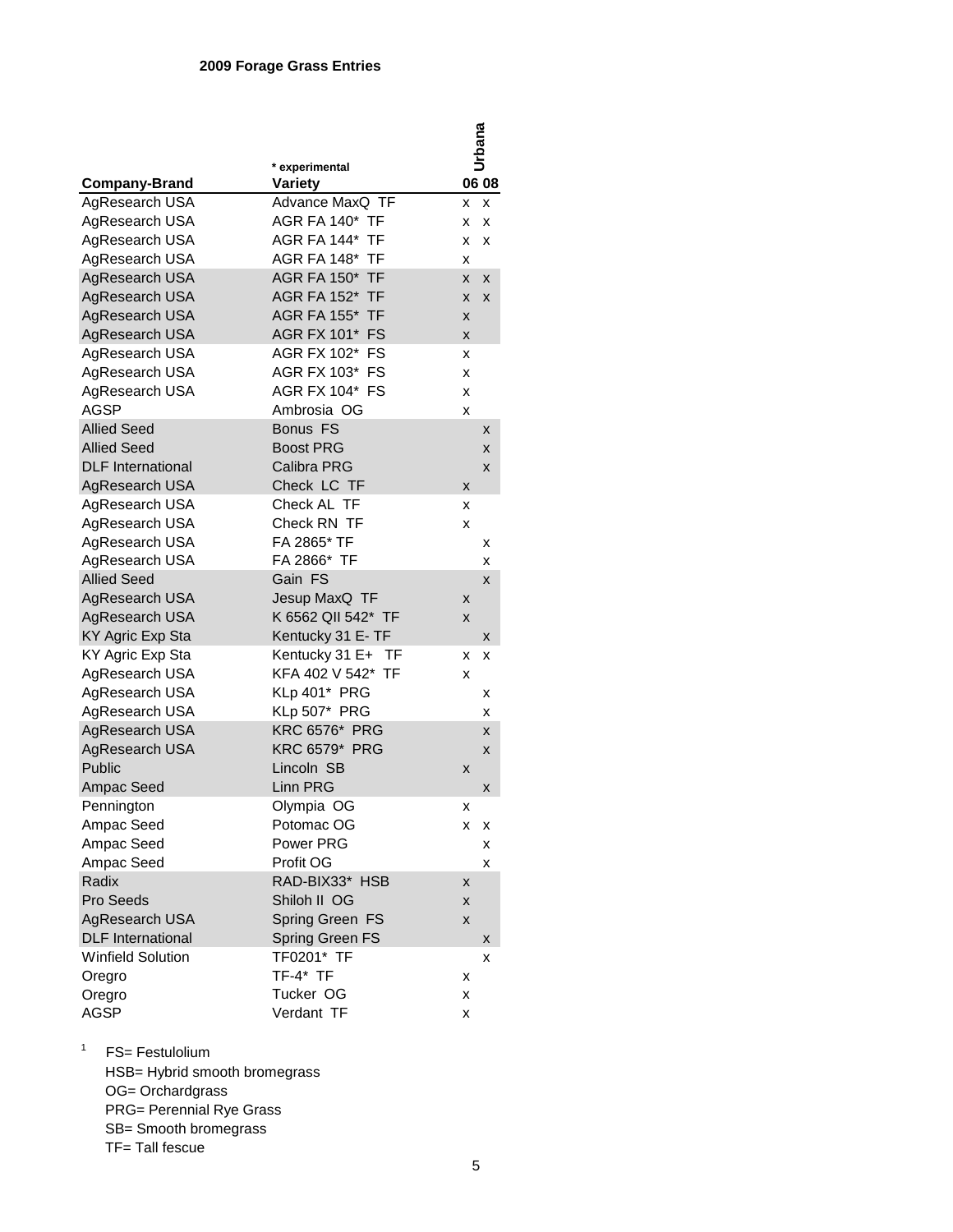## 2009 Forage Grass Entries

| Company-Brand | * experimental Variety | Urbana 06 | Urbana 08 |
|---|---|---|---|
| AgResearch USA | Advance MaxQ TF | x | x |
| AgResearch USA | AGR FA 140* TF | x | x |
| AgResearch USA | AGR FA 144* TF | x | x |
| AgResearch USA | AGR FA 148* TF | x | |
| AgResearch USA | AGR FA 150* TF | x | x |
| AgResearch USA | AGR FA 152* TF | x | x |
| AgResearch USA | AGR FA 155* TF | x | |
| AgResearch USA | AGR FX 101* FS | x | |
| AgResearch USA | AGR FX 102* FS | x | |
| AgResearch USA | AGR FX 103* FS | x | |
| AgResearch USA | AGR FX 104* FS | x | |
| AGSP | Ambrosia OG | x | |
| Allied Seed | Bonus FS | | x |
| Allied Seed | Boost PRG | | x |
| DLF International | Calibra PRG | | x |
| AgResearch USA | Check LC TF | x | |
| AgResearch USA | Check AL TF | x | |
| AgResearch USA | Check RN TF | x | |
| AgResearch USA | FA 2865* TF | | x |
| AgResearch USA | FA 2866* TF | | x |
| Allied Seed | Gain FS | | x |
| AgResearch USA | Jesup MaxQ TF | x | |
| AgResearch USA | K 6562 QII 542* TF | x | |
| KY Agric Exp Sta | Kentucky 31 E- TF | | x |
| KY Agric Exp Sta | Kentucky 31 E+ TF | x | x |
| AgResearch USA | KFA 402 V 542* TF | x | |
| AgResearch USA | KLp 401* PRG | | x |
| AgResearch USA | KLp 507* PRG | | x |
| AgResearch USA | KRC 6576* PRG | | x |
| AgResearch USA | KRC 6579* PRG | | x |
| Public | Lincoln SB | x | |
| Ampac Seed | Linn PRG | | x |
| Pennington | Olympia OG | x | |
| Ampac Seed | Potomac OG | x | x |
| Ampac Seed | Power PRG | | x |
| Ampac Seed | Profit OG | | x |
| Radix | RAD-BIX33* HSB | x | |
| Pro Seeds | Shiloh II OG | x | |
| AgResearch USA | Spring Green FS | x | |
| DLF International | Spring Green FS | | x |
| Winfield Solution | TF0201* TF | | x |
| Oregro | TF-4* TF | x | |
| Oregro | Tucker OG | x | |
| AGSP | Verdant TF | x | |

[1] FS= Festulolium
HSB= Hybrid smooth bromegrass
OG= Orchardgrass
PRG= Perennial Rye Grass
SB= Smooth bromegrass
TF= Tall fescue